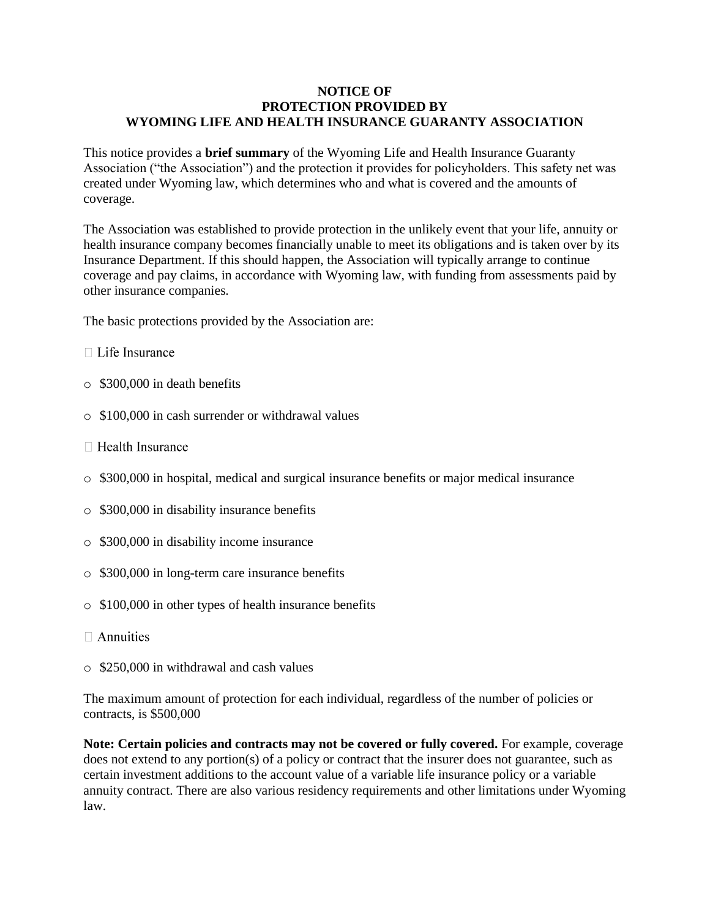# NOTICE OF PROTECTION PROVIDED BY WYOMING LIFE AND HEALTH INSURANCE GUARANTY ASSOCIATION

This notice provides a **brief summary** of the Wyoming Life and Health Insurance Guaranty Association ("the Association") and the protection it provides for policyholders. This safety net was created under Wyoming law, which determines who and what is covered and the amounts of coverage.

The Association was established to provide protection in the unlikely event that your life, annuity or health insurance company becomes financially unable to meet its obligations and is taken over by its Insurance Department. If this should happen, the Association will typically arrange to continue coverage and pay claims, in accordance with Wyoming law, with funding from assessments paid by other insurance companies.

The basic protections provided by the Association are:

- Life Insurance
  - $300,000 in death benefits
  - $100,000 in cash surrender or withdrawal values
- Health Insurance
  - $300,000 in hospital, medical and surgical insurance benefits or major medical insurance
  - $300,000 in disability insurance benefits
  - $300,000 in disability income insurance
  - $300,000 in long-term care insurance benefits
  - $100,000 in other types of health insurance benefits
- Annuities
  - $250,000 in withdrawal and cash values

The maximum amount of protection for each individual, regardless of the number of policies or contracts, is $500,000

**Note: Certain policies and contracts may not be covered or fully covered.** For example, coverage does not extend to any portion(s) of a policy or contract that the insurer does not guarantee, such as certain investment additions to the account value of a variable life insurance policy or a variable annuity contract. There are also various residency requirements and other limitations under Wyoming law.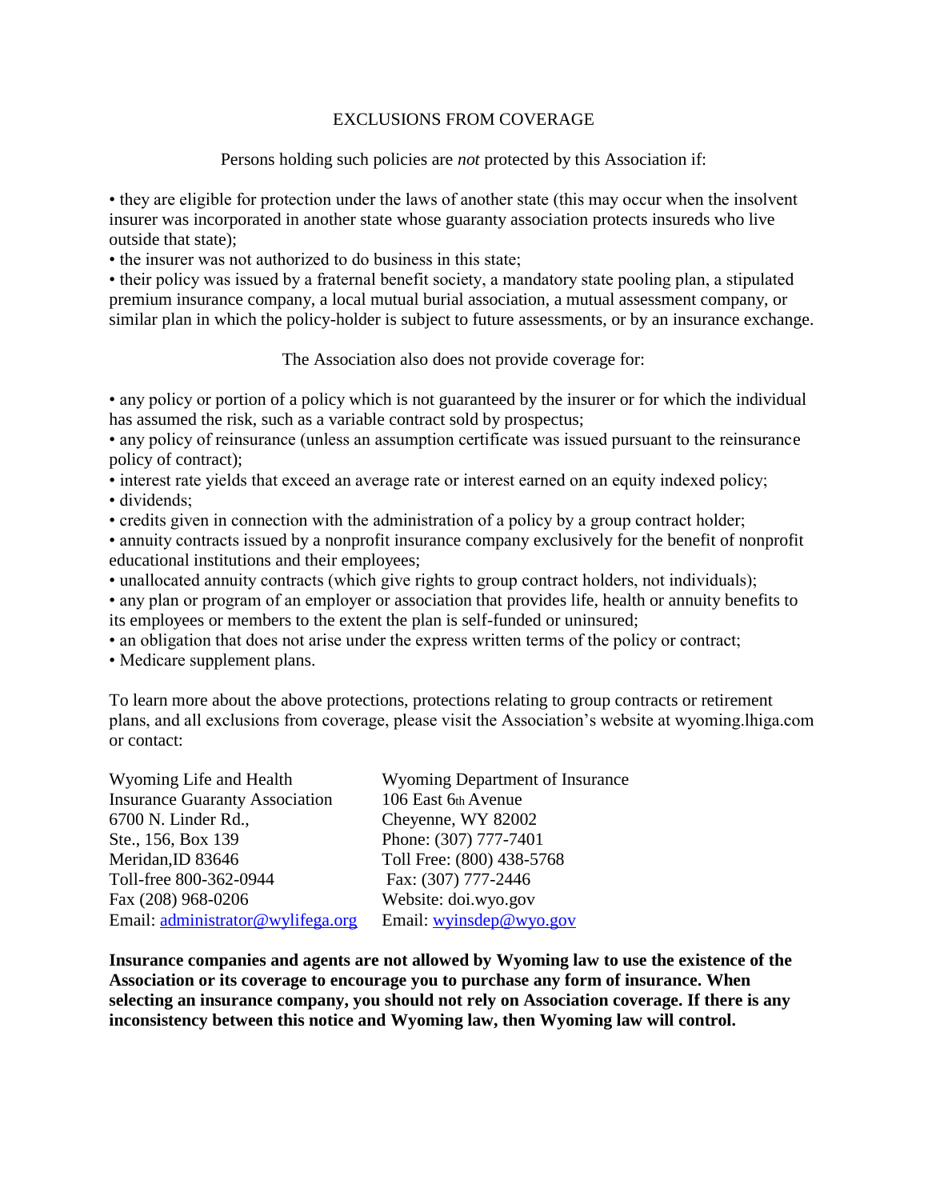## EXCLUSIONS FROM COVERAGE

Persons holding such policies are *not* protected by this Association if:

- they are eligible for protection under the laws of another state (this may occur when the insolvent insurer was incorporated in another state whose guaranty association protects insureds who live outside that state);
- the insurer was not authorized to do business in this state;
- their policy was issued by a fraternal benefit society, a mandatory state pooling plan, a stipulated premium insurance company, a local mutual burial association, a mutual assessment company, or similar plan in which the policy-holder is subject to future assessments, or by an insurance exchange.

The Association also does not provide coverage for:

- any policy or portion of a policy which is not guaranteed by the insurer or for which the individual has assumed the risk, such as a variable contract sold by prospectus;
- any policy of reinsurance (unless an assumption certificate was issued pursuant to the reinsurance policy of contract);
- interest rate yields that exceed an average rate or interest earned on an equity indexed policy;
- dividends;
- credits given in connection with the administration of a policy by a group contract holder;
- annuity contracts issued by a nonprofit insurance company exclusively for the benefit of nonprofit educational institutions and their employees;
- unallocated annuity contracts (which give rights to group contract holders, not individuals);
- any plan or program of an employer or association that provides life, health or annuity benefits to its employees or members to the extent the plan is self-funded or uninsured;
- an obligation that does not arise under the express written terms of the policy or contract;
- Medicare supplement plans.

To learn more about the above protections, protections relating to group contracts or retirement plans, and all exclusions from coverage, please visit the Association's website at wyoming.lhiga.com or contact:

Wyoming Life and Health Insurance Guaranty Association
6700 N. Linder Rd., Ste., 156, Box 139
Meridan,ID 83646
Toll-free 800-362-0944
Fax (208) 968-0206
Email: administrator@wylifega.org

Wyoming Department of Insurance
106 East 6th Avenue
Cheyenne, WY 82002
Phone: (307) 777-7401
Toll Free: (800) 438-5768
Fax: (307) 777-2446
Website: doi.wyo.gov
Email: wyinsdep@wyo.gov

**Insurance companies and agents are not allowed by Wyoming law to use the existence of the Association or its coverage to encourage you to purchase any form of insurance. When selecting an insurance company, you should not rely on Association coverage. If there is any inconsistency between this notice and Wyoming law, then Wyoming law will control.**